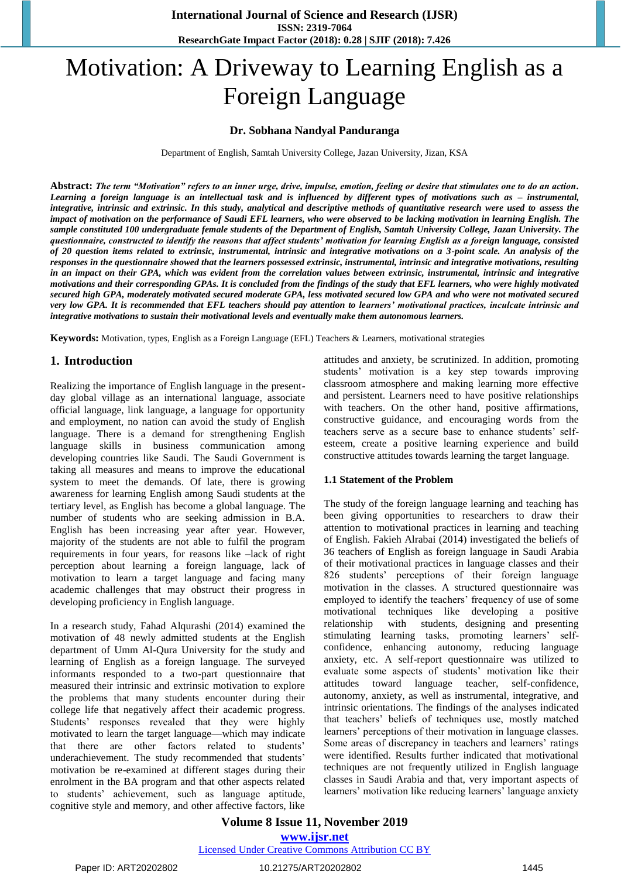# Motivation: A Driveway to Learning English as a Foreign Language

**Dr. Sobhana Nandyal Panduranga**

Department of English, Samtah University College, Jazan University, Jizan, KSA

**Abstract:** ***The term "Motivation" refers to an inner urge, drive, impulse, emotion, feeling or desire that stimulates one to do an action. Learning a foreign language is an intellectual task and is influenced by different types of motivations such as – instrumental, integrative, intrinsic and extrinsic. In this study, analytical and descriptive methods of quantitative research were used to assess the impact of motivation on the performance of Saudi EFL learners, who were observed to be lacking motivation in learning English. The sample constituted 100 undergraduate female students of the Department of English, Samtah University College, Jazan University. The questionnaire, constructed to identify the reasons that affect students' motivation for learning English as a foreign language, consisted of 20 question items related to extrinsic, instrumental, intrinsic and integrative motivations on a 3-point scale. An analysis of the responses in the questionnaire showed that the learners possessed extrinsic, instrumental, intrinsic and integrative motivations, resulting in an impact on their GPA, which was evident from the correlation values between extrinsic, instrumental, intrinsic and integrative motivations and their corresponding GPAs. It is concluded from the findings of the study that EFL learners, who were highly motivated secured high GPA, moderately motivated secured moderate GPA, less motivated secured low GPA and who were not motivated secured very low GPA. It is recommended that EFL teachers should pay attention to learners' motivational practices, inculcate intrinsic and integrative motivations to sustain their motivational levels and eventually make them autonomous learners.***

**Keywords:** Motivation, types, English as a Foreign Language (EFL) Teachers & Learners, motivational strategies

## 1. Introduction

Realizing the importance of English language in the present-day global village as an international language, associate official language, link language, a language for opportunity and employment, no nation can avoid the study of English language. There is a demand for strengthening English language skills in business communication among developing countries like Saudi. The Saudi Government is taking all measures and means to improve the educational system to meet the demands. Of late, there is growing awareness for learning English among Saudi students at the tertiary level, as English has become a global language. The number of students who are seeking admission in B.A. English has been increasing year after year. However, majority of the students are not able to fulfil the program requirements in four years, for reasons like –lack of right perception about learning a foreign language, lack of motivation to learn a target language and facing many academic challenges that may obstruct their progress in developing proficiency in English language.

In a research study, Fahad Alqurashi (2014) examined the motivation of 48 newly admitted students at the English department of Umm Al-Qura University for the study and learning of English as a foreign language. The surveyed informants responded to a two-part questionnaire that measured their intrinsic and extrinsic motivation to explore the problems that many students encounter during their college life that negatively affect their academic progress. Students' responses revealed that they were highly motivated to learn the target language—which may indicate that there are other factors related to students' underachievement. The study recommended that students' motivation be re-examined at different stages during their enrolment in the BA program and that other aspects related to students' achievement, such as language aptitude, cognitive style and memory, and other affective factors, like attitudes and anxiety, be scrutinized. In addition, promoting students' motivation is a key step towards improving classroom atmosphere and making learning more effective and persistent. Learners need to have positive relationships with teachers. On the other hand, positive affirmations, constructive guidance, and encouraging words from the teachers serve as a secure base to enhance students' self-esteem, create a positive learning experience and build constructive attitudes towards learning the target language.

### 1.1 Statement of the Problem

The study of the foreign language learning and teaching has been giving opportunities to researchers to draw their attention to motivational practices in learning and teaching of English. Fakieh Alrabai (2014) investigated the beliefs of 36 teachers of English as foreign language in Saudi Arabia of their motivational practices in language classes and their 826 students' perceptions of their foreign language motivation in the classes. A structured questionnaire was employed to identify the teachers' frequency of use of some motivational techniques like developing a positive relationship with students, designing and presenting stimulating learning tasks, promoting learners' self-confidence, enhancing autonomy, reducing language anxiety, etc. A self-report questionnaire was utilized to evaluate some aspects of students' motivation like their attitudes toward language teacher, self-confidence, autonomy, anxiety, as well as instrumental, integrative, and intrinsic orientations. The findings of the study revealed that teachers' beliefs of techniques use, mostly matched learners' perceptions of their motivation in language classes. Some areas of discrepancy in teachers and learners' ratings were identified. Results further indicated that motivational techniques are not frequently utilized in English language classes in Saudi Arabia and that, very important aspects of learners' motivation like reducing learners' language anxiety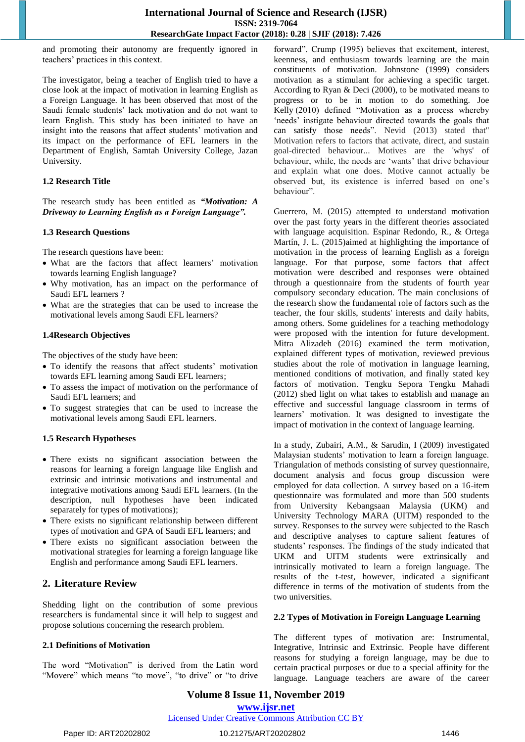and promoting their autonomy are frequently ignored in teachers' practices in this context.

The investigator, being a teacher of English tried to have a close look at the impact of motivation in learning English as a Foreign Language. It has been observed that most of the Saudi female students' lack motivation and do not want to learn English. This study has been initiated to have an insight into the reasons that affect students' motivation and its impact on the performance of EFL learners in the Department of English, Samtah University College, Jazan University.

### 1.2 Research Title

The research study has been entitled as ***"Motivation: A Driveway to Learning English as a Foreign Language".***

### 1.3 Research Questions

The research questions have been:

- What are the factors that affect learners' motivation towards learning English language?
- Why motivation, has an impact on the performance of Saudi EFL learners ?
- What are the strategies that can be used to increase the motivational levels among Saudi EFL learners?

### 1.4Research Objectives

The objectives of the study have been:

- To identify the reasons that affect students' motivation towards EFL learning among Saudi EFL learners;
- To assess the impact of motivation on the performance of Saudi EFL learners; and
- To suggest strategies that can be used to increase the motivational levels among Saudi EFL learners.

### 1.5 Research Hypotheses

- There exists no significant association between the reasons for learning a foreign language like English and extrinsic and intrinsic motivations and instrumental and integrative motivations among Saudi EFL learners. (In the description, null hypotheses have been indicated separately for types of motivations);
- There exists no significant relationship between different types of motivation and GPA of Saudi EFL learners; and
- There exists no significant association between the motivational strategies for learning a foreign language like English and performance among Saudi EFL learners.

## 2. Literature Review

Shedding light on the contribution of some previous researchers is fundamental since it will help to suggest and propose solutions concerning the research problem.

### 2.1 Definitions of Motivation

The word "Motivation" is derived from the Latin word "Movere" which means "to move", "to drive" or "to drive forward". Crump (1995) believes that excitement, interest, keenness, and enthusiasm towards learning are the main constituents of motivation. Johnstone (1999) considers motivation as a stimulant for achieving a specific target. According to Ryan & Deci (2000), to be motivated means to progress or to be in motion to do something. Joe Kelly (2010) defined "Motivation as a process whereby 'needs' instigate behaviour directed towards the goals that can satisfy those needs". Nevid (2013) stated that" Motivation refers to factors that activate, direct, and sustain goal-directed behaviour... Motives are the 'whys' of behaviour, while, the needs are 'wants' that drive behaviour and explain what one does. Motive cannot actually be observed but, its existence is inferred based on one's behaviour".

Guerrero, M. (2015) attempted to understand motivation over the past forty years in the different theories associated with language acquisition. Espinar Redondo, R., & Ortega Martín, J. L. (2015)aimed at highlighting the importance of motivation in the process of learning English as a foreign language. For that purpose, some factors that affect motivation were described and responses were obtained through a questionnaire from the students of fourth year compulsory secondary education. The main conclusions of the research show the fundamental role of factors such as the teacher, the four skills, students' interests and daily habits, among others. Some guidelines for a teaching methodology were proposed with the intention for future development. Mitra Alizadeh (2016) examined the term motivation, explained different types of motivation, reviewed previous studies about the role of motivation in language learning, mentioned conditions of motivation, and finally stated key factors of motivation. Tengku Sepora Tengku Mahadi (2012) shed light on what takes to establish and manage an effective and successful language classroom in terms of learners' motivation. It was designed to investigate the impact of motivation in the context of language learning.

In a study, Zubairi, A.M., & Sarudin, I (2009) investigated Malaysian students' motivation to learn a foreign language. Triangulation of methods consisting of survey questionnaire, document analysis and focus group discussion were employed for data collection. A survey based on a 16-item questionnaire was formulated and more than 500 students from University Kebangsaan Malaysia (UKM) and University Technology MARA (UITM) responded to the survey. Responses to the survey were subjected to the Rasch and descriptive analyses to capture salient features of students' responses. The findings of the study indicated that UKM and UITM students were extrinsically and intrinsically motivated to learn a foreign language. The results of the t-test, however, indicated a significant difference in terms of the motivation of students from the two universities.

### 2.2 Types of Motivation in Foreign Language Learning

The different types of motivation are: Instrumental, Integrative, Intrinsic and Extrinsic. People have different reasons for studying a foreign language, may be due to certain practical purposes or due to a special affinity for the language. Language teachers are aware of the career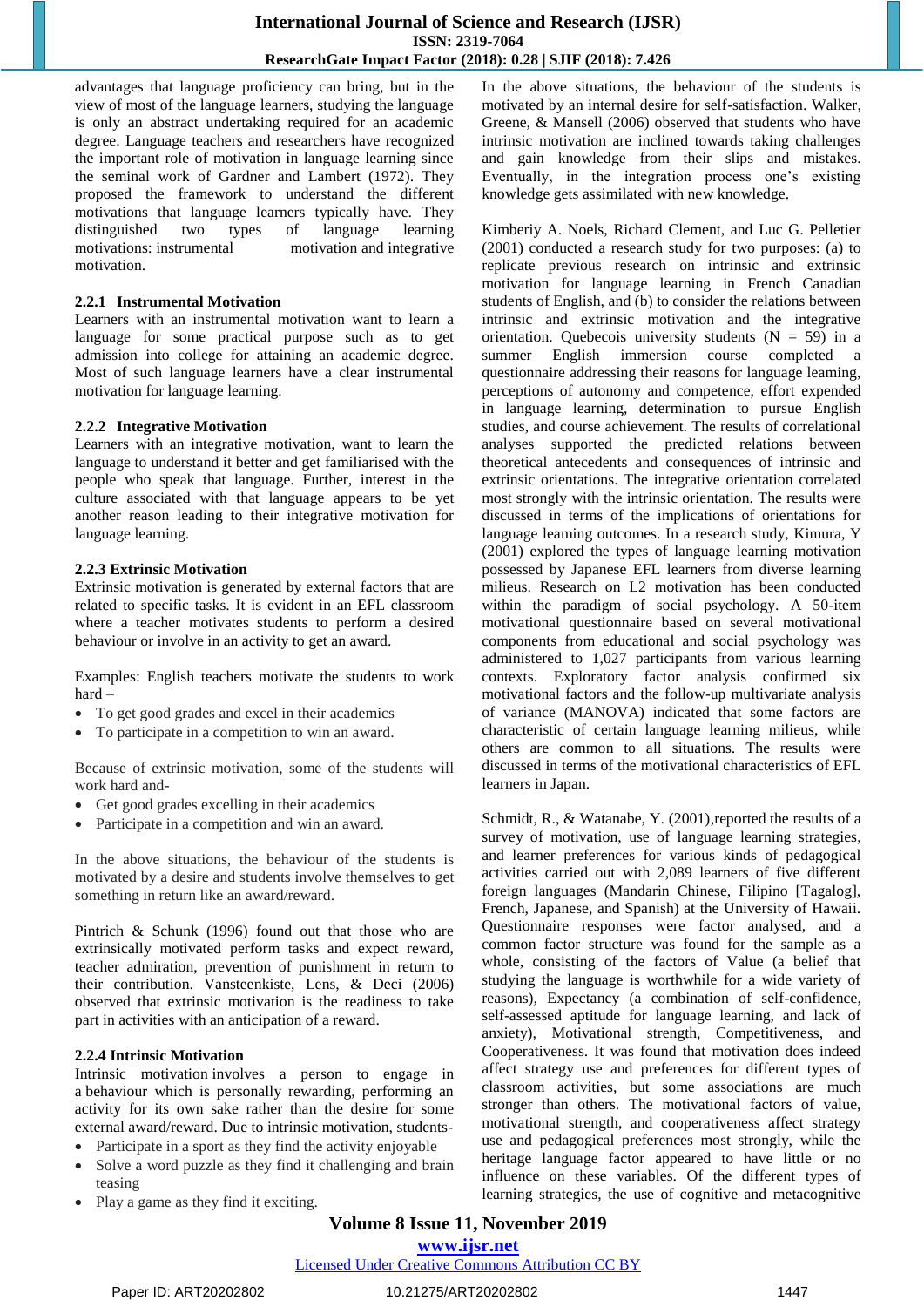advantages that language proficiency can bring, but in the view of most of the language learners, studying the language is only an abstract undertaking required for an academic degree. Language teachers and researchers have recognized the important role of motivation in language learning since the seminal work of Gardner and Lambert (1972). They proposed the framework to understand the different motivations that language learners typically have. They distinguished two types of language learning motivations: instrumental motivation and integrative motivation.

### 2.2.1 Instrumental Motivation

Learners with an instrumental motivation want to learn a language for some practical purpose such as to get admission into college for attaining an academic degree. Most of such language learners have a clear instrumental motivation for language learning.

### 2.2.2 Integrative Motivation

Learners with an integrative motivation, want to learn the language to understand it better and get familiarised with the people who speak that language. Further, interest in the culture associated with that language appears to be yet another reason leading to their integrative motivation for language learning.

### 2.2.3 Extrinsic Motivation

Extrinsic motivation is generated by external factors that are related to specific tasks. It is evident in an EFL classroom where a teacher motivates students to perform a desired behaviour or involve in an activity to get an award.

Examples: English teachers motivate the students to work hard –

- To get good grades and excel in their academics
- To participate in a competition to win an award.

Because of extrinsic motivation, some of the students will work hard and-

- Get good grades excelling in their academics
- Participate in a competition and win an award.

In the above situations, the behaviour of the students is motivated by a desire and students involve themselves to get something in return like an award/reward.

Pintrich & Schunk (1996) found out that those who are extrinsically motivated perform tasks and expect reward, teacher admiration, prevention of punishment in return to their contribution. Vansteenkiste, Lens, & Deci (2006) observed that extrinsic motivation is the readiness to take part in activities with an anticipation of a reward.

### 2.2.4 Intrinsic Motivation

Intrinsic motivation involves a person to engage in a behaviour which is personally rewarding, performing an activity for its own sake rather than the desire for some external award/reward. Due to intrinsic motivation, students-

- Participate in a sport as they find the activity enjoyable
- Solve a word puzzle as they find it challenging and brain teasing
- Play a game as they find it exciting.

In the above situations, the behaviour of the students is motivated by an internal desire for self-satisfaction. Walker, Greene, & Mansell (2006) observed that students who have intrinsic motivation are inclined towards taking challenges and gain knowledge from their slips and mistakes. Eventually, in the integration process one's existing knowledge gets assimilated with new knowledge.

Kimberiy A. Noels, Richard Clement, and Luc G. Pelletier (2001) conducted a research study for two purposes: (a) to replicate previous research on intrinsic and extrinsic motivation for language learning in French Canadian students of English, and (b) to consider the relations between intrinsic and extrinsic motivation and the integrative orientation. Quebecois university students (N = 59) in a summer English immersion course completed a questionnaire addressing their reasons for language learning, perceptions of autonomy and competence, effort expended in language learning, determination to pursue English studies, and course achievement. The results of correlational analyses supported the predicted relations between theoretical antecedents and consequences of intrinsic and extrinsic orientations. The integrative orientation correlated most strongly with the intrinsic orientation. The results were discussed in terms of the implications of orientations for language leaming outcomes. In a research study, Kimura, Y (2001) explored the types of language learning motivation possessed by Japanese EFL learners from diverse learning milieus. Research on L2 motivation has been conducted within the paradigm of social psychology. A 50-item motivational questionnaire based on several motivational components from educational and social psychology was administered to 1,027 participants from various learning contexts. Exploratory factor analysis confirmed six motivational factors and the follow-up multivariate analysis of variance (MANOVA) indicated that some factors are characteristic of certain language learning milieus, while others are common to all situations. The results were discussed in terms of the motivational characteristics of EFL learners in Japan.

Schmidt, R., & Watanabe, Y. (2001),reported the results of a survey of motivation, use of language learning strategies, and learner preferences for various kinds of pedagogical activities carried out with 2,089 learners of five different foreign languages (Mandarin Chinese, Filipino [Tagalog], French, Japanese, and Spanish) at the University of Hawaii. Questionnaire responses were factor analysed, and a common factor structure was found for the sample as a whole, consisting of the factors of Value (a belief that studying the language is worthwhile for a wide variety of reasons), Expectancy (a combination of self-confidence, self-assessed aptitude for language learning, and lack of anxiety), Motivational strength, Competitiveness, and Cooperativeness. It was found that motivation does indeed affect strategy use and preferences for different types of classroom activities, but some associations are much stronger than others. The motivational factors of value, motivational strength, and cooperativeness affect strategy use and pedagogical preferences most strongly, while the heritage language factor appeared to have little or no influence on these variables. Of the different types of learning strategies, the use of cognitive and metacognitive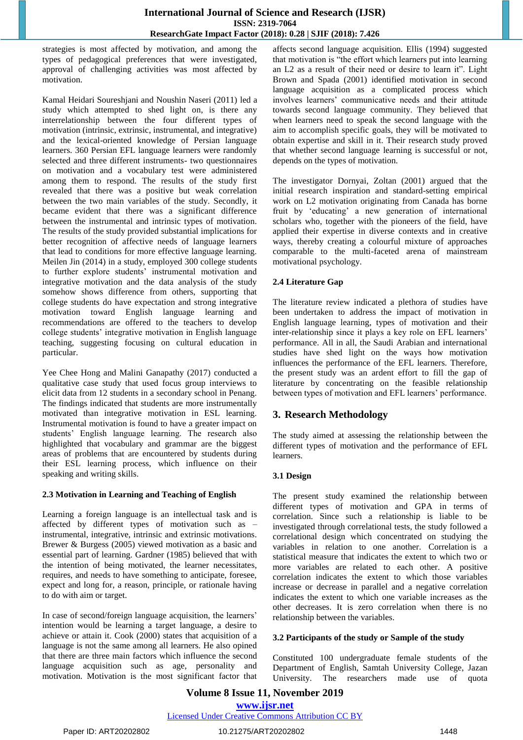strategies is most affected by motivation, and among the types of pedagogical preferences that were investigated, approval of challenging activities was most affected by motivation.

Kamal Heidari Soureshjani and Noushin Naseri (2011) led a study which attempted to shed light on, is there any interrelationship between the four different types of motivation (intrinsic, extrinsic, instrumental, and integrative) and the lexical-oriented knowledge of Persian language learners. 360 Persian EFL language learners were randomly selected and three different instruments- two questionnaires on motivation and a vocabulary test were administered among them to respond. The results of the study first revealed that there was a positive but weak correlation between the two main variables of the study. Secondly, it became evident that there was a significant difference between the instrumental and intrinsic types of motivation. The results of the study provided substantial implications for better recognition of affective needs of language learners that lead to conditions for more effective language learning. Meilen Jin (2014) in a study, employed 300 college students to further explore students' instrumental motivation and integrative motivation and the data analysis of the study somehow shows difference from others, supporting that college students do have expectation and strong integrative motivation toward English language learning and recommendations are offered to the teachers to develop college students' integrative motivation in English language teaching, suggesting focusing on cultural education in particular.

Yee Chee Hong and Malini Ganapathy (2017) conducted a qualitative case study that used focus group interviews to elicit data from 12 students in a secondary school in Penang. The findings indicated that students are more instrumentally motivated than integrative motivation in ESL learning. Instrumental motivation is found to have a greater impact on students' English language learning. The research also highlighted that vocabulary and grammar are the biggest areas of problems that are encountered by students during their ESL learning process, which influence on their speaking and writing skills.

### 2.3 Motivation in Learning and Teaching of English

Learning a foreign language is an intellectual task and is affected by different types of motivation such as – instrumental, integrative, intrinsic and extrinsic motivations. Brewer & Burgess (2005) viewed motivation as a basic and essential part of learning. Gardner (1985) believed that with the intention of being motivated, the learner necessitates, requires, and needs to have something to anticipate, foresee, expect and long for, a reason, principle, or rationale having to do with aim or target.

In case of second/foreign language acquisition, the learners' intention would be learning a target language, a desire to achieve or attain it. Cook (2000) states that acquisition of a language is not the same among all learners. He also opined that there are three main factors which influence the second language acquisition such as age, personality and motivation. Motivation is the most significant factor that affects second language acquisition. Ellis (1994) suggested that motivation is "the effort which learners put into learning an L2 as a result of their need or desire to learn it". Light Brown and Spada (2001) identified motivation in second language acquisition as a complicated process which involves learners' communicative needs and their attitude towards second language community. They believed that when learners need to speak the second language with the aim to accomplish specific goals, they will be motivated to obtain expertise and skill in it. Their research study proved that whether second language learning is successful or not, depends on the types of motivation.

The investigator Dornyai, Zoltan (2001) argued that the initial research inspiration and standard-setting empirical work on L2 motivation originating from Canada has borne fruit by 'educating' a new generation of international scholars who, together with the pioneers of the field, have applied their expertise in diverse contexts and in creative ways, thereby creating a colourful mixture of approaches comparable to the multi-faceted arena of mainstream motivational psychology.

### 2.4 Literature Gap

The literature review indicated a plethora of studies have been undertaken to address the impact of motivation in English language learning, types of motivation and their inter-relationship since it plays a key role on EFL learners' performance. All in all, the Saudi Arabian and international studies have shed light on the ways how motivation influences the performance of the EFL learners. Therefore, the present study was an ardent effort to fill the gap of literature by concentrating on the feasible relationship between types of motivation and EFL learners' performance.

## 3. Research Methodology

The study aimed at assessing the relationship between the different types of motivation and the performance of EFL learners.

### 3.1 Design

The present study examined the relationship between different types of motivation and GPA in terms of correlation. Since such a relationship is liable to be investigated through correlational tests, the study followed a correlational design which concentrated on studying the variables in relation to one another. Correlation is a statistical measure that indicates the extent to which two or more variables are related to each other. A positive correlation indicates the extent to which those variables increase or decrease in parallel and a negative correlation indicates the extent to which one variable increases as the other decreases. It is zero correlation when there is no relationship between the variables.

### 3.2 Participants of the study or Sample of the study

Constituted 100 undergraduate female students of the Department of English, Samtah University College, Jazan University. The researchers made use of quota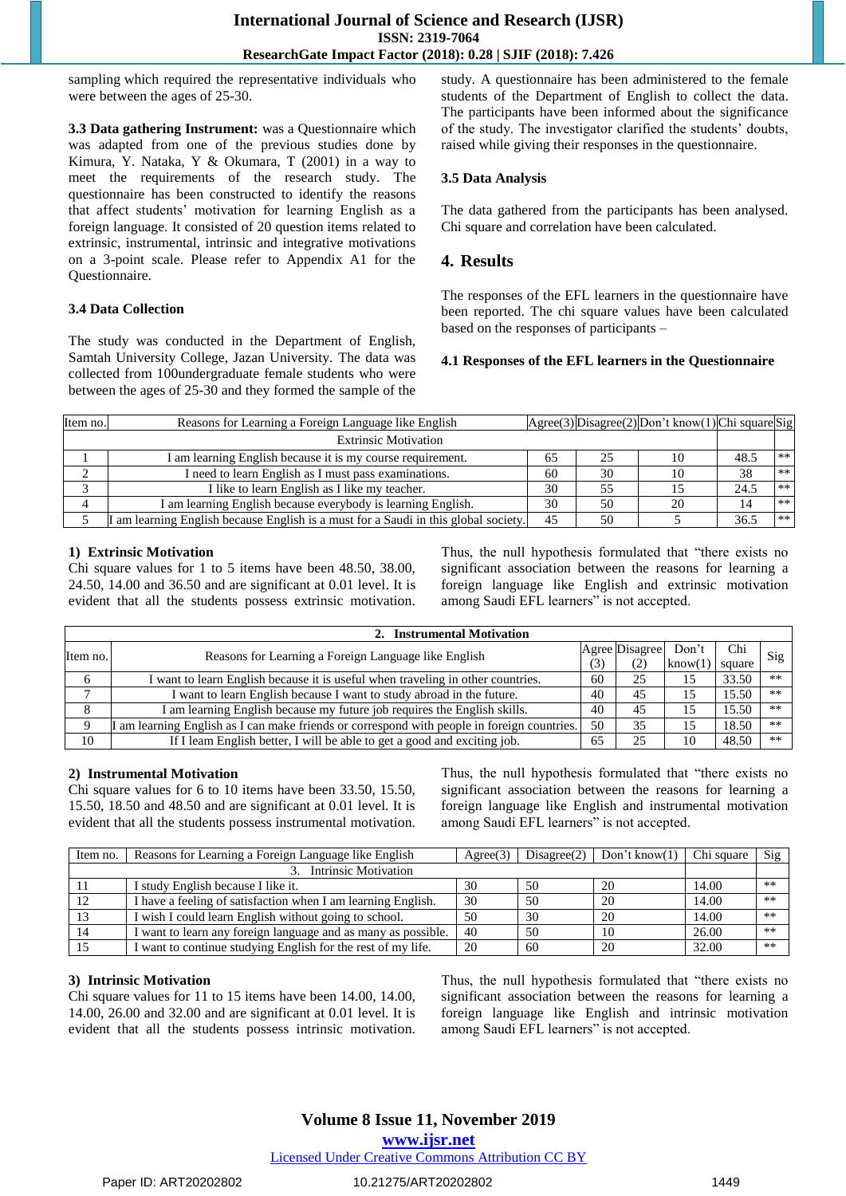sampling which required the representative individuals who were between the ages of 25-30.

**3.3 Data gathering Instrument:** was a Questionnaire which was adapted from one of the previous studies done by Kimura, Y. Nataka, Y & Okumara, T (2001) in a way to meet the requirements of the research study. The questionnaire has been constructed to identify the reasons that affect students' motivation for learning English as a foreign language. It consisted of 20 question items related to extrinsic, instrumental, intrinsic and integrative motivations on a 3-point scale. Please refer to Appendix A1 for the Questionnaire.

### 3.4 Data Collection

The study was conducted in the Department of English, Samtah University College, Jazan University. The data was collected from 100undergraduate female students who were between the ages of 25-30 and they formed the sample of the study. A questionnaire has been administered to the female students of the Department of English to collect the data. The participants have been informed about the significance of the study. The investigator clarified the students' doubts, raised while giving their responses in the questionnaire.

### 3.5 Data Analysis

The data gathered from the participants has been analysed. Chi square and correlation have been calculated.

## 4. Results

The responses of the EFL learners in the questionnaire have been reported. The chi square values have been calculated based on the responses of participants –

### 4.1 Responses of the EFL learners in the Questionnaire

| Item no. | Reasons for Learning a Foreign Language like English | Agree(3) | Disagree(2) | Don't know(1) | Chi square | Sig |
|---|---|---|---|---|---|---|
| | Extrinsic Motivation | | | | | |
| 1 | I am learning English because it is my course requirement. | 65 | 25 | 10 | 48.5 | ** |
| 2 | I need to learn English as I must pass examinations. | 60 | 30 | 10 | 38 | ** |
| 3 | I like to learn English as I like my teacher. | 30 | 55 | 15 | 24.5 | ** |
| 4 | I am learning English because everybody is learning English. | 30 | 50 | 20 | 14 | ** |
| 5 | I am learning English because English is a must for a Saudi in this global society. | 45 | 50 | 5 | 36.5 | ** |

**1) Extrinsic Motivation**
Chi square values for 1 to 5 items have been 48.50, 38.00, 24.50, 14.00 and 36.50 and are significant at 0.01 level. It is evident that all the students possess extrinsic motivation. Thus, the null hypothesis formulated that "there exists no significant association between the reasons for learning a foreign language like English and extrinsic motivation among Saudi EFL learners" is not accepted.

| Item no. | Reasons for Learning a Foreign Language like English | Agree (3) | Disagree (2) | Don't know(1) | Chi square | Sig |
|---|---|---|---|---|---|---|
| | 2. Instrumental Motivation | | | | | |
| 6 | I want to learn English because it is useful when traveling in other countries. | 60 | 25 | 15 | 33.50 | ** |
| 7 | I want to learn English because I want to study abroad in the future. | 40 | 45 | 15 | 15.50 | ** |
| 8 | I am learning English because my future job requires the English skills. | 40 | 45 | 15 | 15.50 | ** |
| 9 | I am learning English as I can make friends or correspond with people in foreign countries. | 50 | 35 | 15 | 18.50 | ** |
| 10 | If I leam English better, I will be able to get a good and exciting job. | 65 | 25 | 10 | 48.50 | ** |

**2) Instrumental Motivation**
Chi square values for 6 to 10 items have been 33.50, 15.50, 15.50, 18.50 and 48.50 and are significant at 0.01 level. It is evident that all the students possess instrumental motivation. Thus, the null hypothesis formulated that "there exists no significant association between the reasons for learning a foreign language like English and instrumental motivation among Saudi EFL learners" is not accepted.

| Item no. | Reasons for Learning a Foreign Language like English | Agree(3) | Disagree(2) | Don't know(1) | Chi square | Sig |
|---|---|---|---|---|---|---|
| | 3. Intrinsic Motivation | | | | | |
| 11 | I study English because I like it. | 30 | 50 | 20 | 14.00 | ** |
| 12 | I have a feeling of satisfaction when I am learning English. | 30 | 50 | 20 | 14.00 | ** |
| 13 | I wish I could learn English without going to school. | 50 | 30 | 20 | 14.00 | ** |
| 14 | I want to learn any foreign language and as many as possible. | 40 | 50 | 10 | 26.00 | ** |
| 15 | I want to continue studying English for the rest of my life. | 20 | 60 | 20 | 32.00 | ** |

**3) Intrinsic Motivation**
Chi square values for 11 to 15 items have been 14.00, 14.00, 14.00, 26.00 and 32.00 and are significant at 0.01 level. It is evident that all the students possess intrinsic motivation. Thus, the null hypothesis formulated that "there exists no significant association between the reasons for learning a foreign language like English and intrinsic motivation among Saudi EFL learners" is not accepted.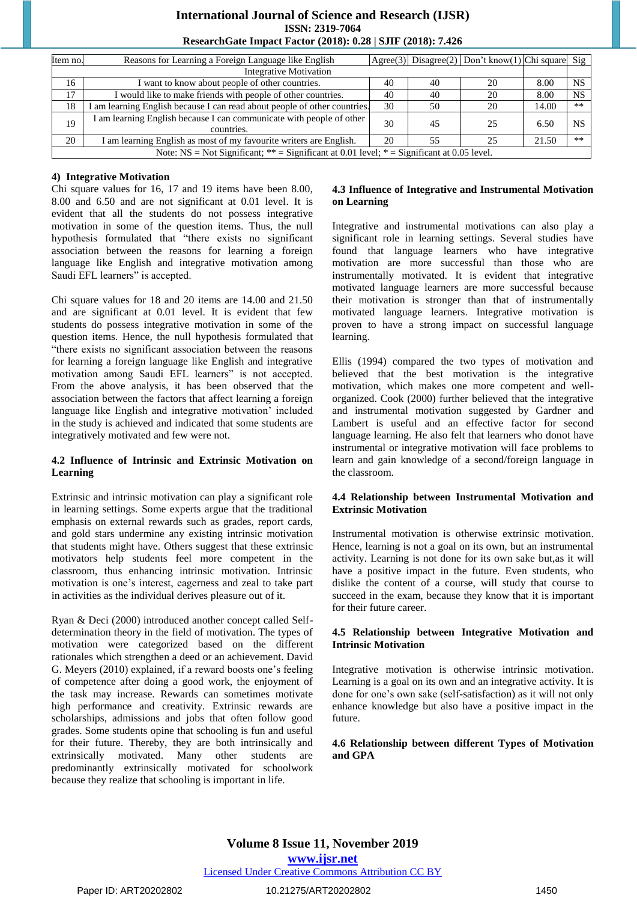| Item no. | Reasons for Learning a Foreign Language like English | Agree(3) | Disagree(2) | Don't know(1) | Chi square | Sig |
|---|---|---|---|---|---|---|
| | Integrative Motivation | | | | | |
| 16 | I want to know about people of other countries. | 40 | 40 | 20 | 8.00 | NS |
| 17 | I would like to make friends with people of other countries. | 40 | 40 | 20 | 8.00 | NS |
| 18 | I am learning English because I can read about people of other countries. | 30 | 50 | 20 | 14.00 | ** |
| 19 | I am learning English because I can communicate with people of other countries. | 30 | 45 | 25 | 6.50 | NS |
| 20 | I am learning English as most of my favourite writers are English. | 20 | 55 | 25 | 21.50 | ** |

Note: NS = Not Significant; ** = Significant at 0.01 level; * = Significant at 0.05 level.

#### 4) Integrative Motivation

Chi square values for 16, 17 and 19 items have been 8.00, 8.00 and 6.50 and are not significant at 0.01 level. It is evident that all the students do not possess integrative motivation in some of the question items. Thus, the null hypothesis formulated that "there exists no significant association between the reasons for learning a foreign language like English and integrative motivation among Saudi EFL learners" is accepted.

Chi square values for 18 and 20 items are 14.00 and 21.50 and are significant at 0.01 level. It is evident that few students do possess integrative motivation in some of the question items. Hence, the null hypothesis formulated that "there exists no significant association between the reasons for learning a foreign language like English and integrative motivation among Saudi EFL learners" is not accepted. From the above analysis, it has been observed that the association between the factors that affect learning a foreign language like English and integrative motivation' included in the study is achieved and indicated that some students are integratively motivated and few were not.

### 4.2 Influence of Intrinsic and Extrinsic Motivation on Learning

Extrinsic and intrinsic motivation can play a significant role in learning settings. Some experts argue that the traditional emphasis on external rewards such as grades, report cards, and gold stars undermine any existing intrinsic motivation that students might have. Others suggest that these extrinsic motivators help students feel more competent in the classroom, thus enhancing intrinsic motivation. Intrinsic motivation is one's interest, eagerness and zeal to take part in activities as the individual derives pleasure out of it.

Ryan & Deci (2000) introduced another concept called Self-determination theory in the field of motivation. The types of motivation were categorized based on the different rationales which strengthen a deed or an achievement. David G. Meyers (2010) explained, if a reward boosts one's feeling of competence after doing a good work, the enjoyment of the task may increase. Rewards can sometimes motivate high performance and creativity. Extrinsic rewards are scholarships, admissions and jobs that often follow good grades. Some students opine that schooling is fun and useful for their future. Thereby, they are both intrinsically and extrinsically motivated. Many other students are predominantly extrinsically motivated for schoolwork because they realize that schooling is important in life.

### 4.3 Influence of Integrative and Instrumental Motivation on Learning

Integrative and instrumental motivations can also play a significant role in learning settings. Several studies have found that language learners who have integrative motivation are more successful than those who are instrumentally motivated. It is evident that integrative motivated language learners are more successful because their motivation is stronger than that of instrumentally motivated language learners. Integrative motivation is proven to have a strong impact on successful language learning.

Ellis (1994) compared the two types of motivation and believed that the best motivation is the integrative motivation, which makes one more competent and well-organized. Cook (2000) further believed that the integrative and instrumental motivation suggested by Gardner and Lambert is useful and an effective factor for second language learning. He also felt that learners who donot have instrumental or integrative motivation will face problems to learn and gain knowledge of a second/foreign language in the classroom.

### 4.4 Relationship between Instrumental Motivation and Extrinsic Motivation

Instrumental motivation is otherwise extrinsic motivation. Hence, learning is not a goal on its own, but an instrumental activity. Learning is not done for its own sake but,as it will have a positive impact in the future. Even students, who dislike the content of a course, will study that course to succeed in the exam, because they know that it is important for their future career.

### 4.5 Relationship between Integrative Motivation and Intrinsic Motivation

Integrative motivation is otherwise intrinsic motivation. Learning is a goal on its own and an integrative activity. It is done for one's own sake (self-satisfaction) as it will not only enhance knowledge but also have a positive impact in the future.

### 4.6 Relationship between different Types of Motivation and GPA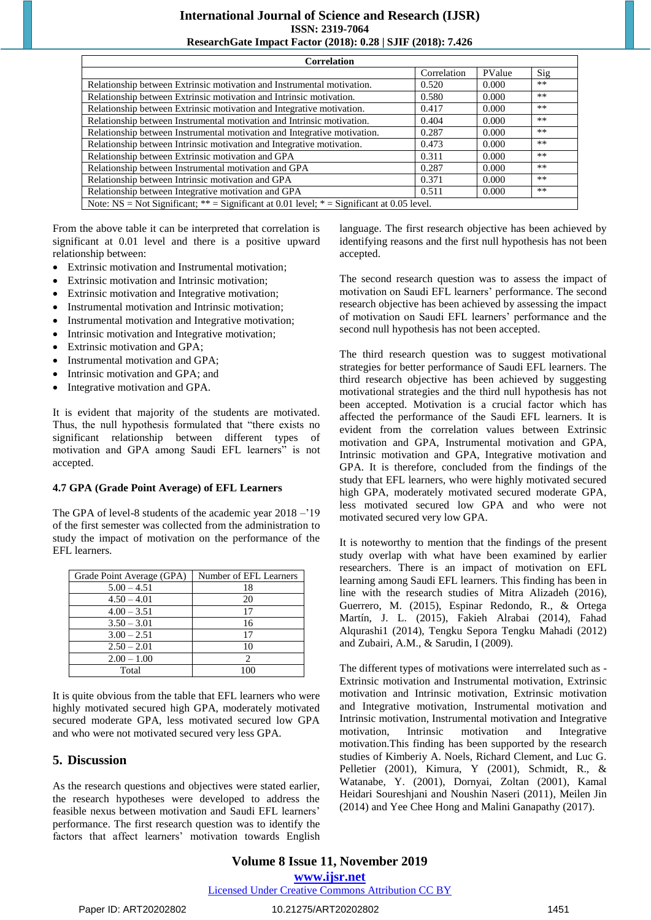| Correlation | | | |
|---|---|---|---|
| | Correlation | PValue | Sig |
| Relationship between Extrinsic motivation and Instrumental motivation. | 0.520 | 0.000 | ** |
| Relationship between Extrinsic motivation and Intrinsic motivation. | 0.580 | 0.000 | ** |
| Relationship between Extrinsic motivation and Integrative motivation. | 0.417 | 0.000 | ** |
| Relationship between Instrumental motivation and Intrinsic motivation. | 0.404 | 0.000 | ** |
| Relationship between Instrumental motivation and Integrative motivation. | 0.287 | 0.000 | ** |
| Relationship between Intrinsic motivation and Integrative motivation. | 0.473 | 0.000 | ** |
| Relationship between Extrinsic motivation and GPA | 0.311 | 0.000 | ** |
| Relationship between Instrumental motivation and GPA | 0.287 | 0.000 | ** |
| Relationship between Intrinsic motivation and GPA | 0.371 | 0.000 | ** |
| Relationship between Integrative motivation and GPA | 0.511 | 0.000 | ** |
| Note: NS = Not Significant; ** = Significant at 0.01 level; * = Significant at 0.05 level. | | | |

From the above table it can be interpreted that correlation is significant at 0.01 level and there is a positive upward relationship between:

- Extrinsic motivation and Instrumental motivation;
- Extrinsic motivation and Intrinsic motivation;
- Extrinsic motivation and Integrative motivation;
- Instrumental motivation and Intrinsic motivation;
- Instrumental motivation and Integrative motivation;
- Intrinsic motivation and Integrative motivation;
- Extrinsic motivation and GPA;
- Instrumental motivation and GPA;
- Intrinsic motivation and GPA; and
- Integrative motivation and GPA.

It is evident that majority of the students are motivated. Thus, the null hypothesis formulated that "there exists no significant relationship between different types of motivation and GPA among Saudi EFL learners" is not accepted.

### 4.7 GPA (Grade Point Average) of EFL Learners

The GPA of level-8 students of the academic year 2018 –'19 of the first semester was collected from the administration to study the impact of motivation on the performance of the EFL learners.

| Grade Point Average (GPA) | Number of EFL Learners |
|---|---|
| 5.00 – 4.51 | 18 |
| 4.50 – 4.01 | 20 |
| 4.00 – 3.51 | 17 |
| 3.50 – 3.01 | 16 |
| 3.00 – 2.51 | 17 |
| 2.50 – 2.01 | 10 |
| 2.00 – 1.00 | 2 |
| Total | 100 |

It is quite obvious from the table that EFL learners who were highly motivated secured high GPA, moderately motivated secured moderate GPA, less motivated secured low GPA and who were not motivated secured very less GPA.

## 5. Discussion

As the research questions and objectives were stated earlier, the research hypotheses were developed to address the feasible nexus between motivation and Saudi EFL learners' performance. The first research question was to identify the factors that affect learners' motivation towards English language. The first research objective has been achieved by identifying reasons and the first null hypothesis has not been accepted.

The second research question was to assess the impact of motivation on Saudi EFL learners' performance. The second research objective has been achieved by assessing the impact of motivation on Saudi EFL learners' performance and the second null hypothesis has not been accepted.

The third research question was to suggest motivational strategies for better performance of Saudi EFL learners. The third research objective has been achieved by suggesting motivational strategies and the third null hypothesis has not been accepted. Motivation is a crucial factor which has affected the performance of the Saudi EFL learners. It is evident from the correlation values between Extrinsic motivation and GPA, Instrumental motivation and GPA, Intrinsic motivation and GPA, Integrative motivation and GPA. It is therefore, concluded from the findings of the study that EFL learners, who were highly motivated secured high GPA, moderately motivated secured moderate GPA, less motivated secured low GPA and who were not motivated secured very low GPA.

It is noteworthy to mention that the findings of the present study overlap with what have been examined by earlier researchers. There is an impact of motivation on EFL learning among Saudi EFL learners. This finding has been in line with the research studies of Mitra Alizadeh (2016), Guerrero, M. (2015), Espinar Redondo, R., & Ortega Martín, J. L. (2015), Fakieh Alrabai (2014), Fahad Alqurashi1 (2014), Tengku Sepora Tengku Mahadi (2012) and Zubairi, A.M., & Sarudin, I (2009).

The different types of motivations were interrelated such as - Extrinsic motivation and Instrumental motivation, Extrinsic motivation and Intrinsic motivation, Extrinsic motivation and Integrative motivation, Instrumental motivation and Intrinsic motivation, Instrumental motivation and Integrative motivation, Intrinsic motivation and Integrative motivation.This finding has been supported by the research studies of Kimberiy A. Noels, Richard Clement, and Luc G. Pelletier (2001), Kimura, Y (2001), Schmidt, R., & Watanabe, Y. (2001), Dornyai, Zoltan (2001), Kamal Heidari Soureshjani and Noushin Naseri (2011), Meilen Jin (2014) and Yee Chee Hong and Malini Ganapathy (2017).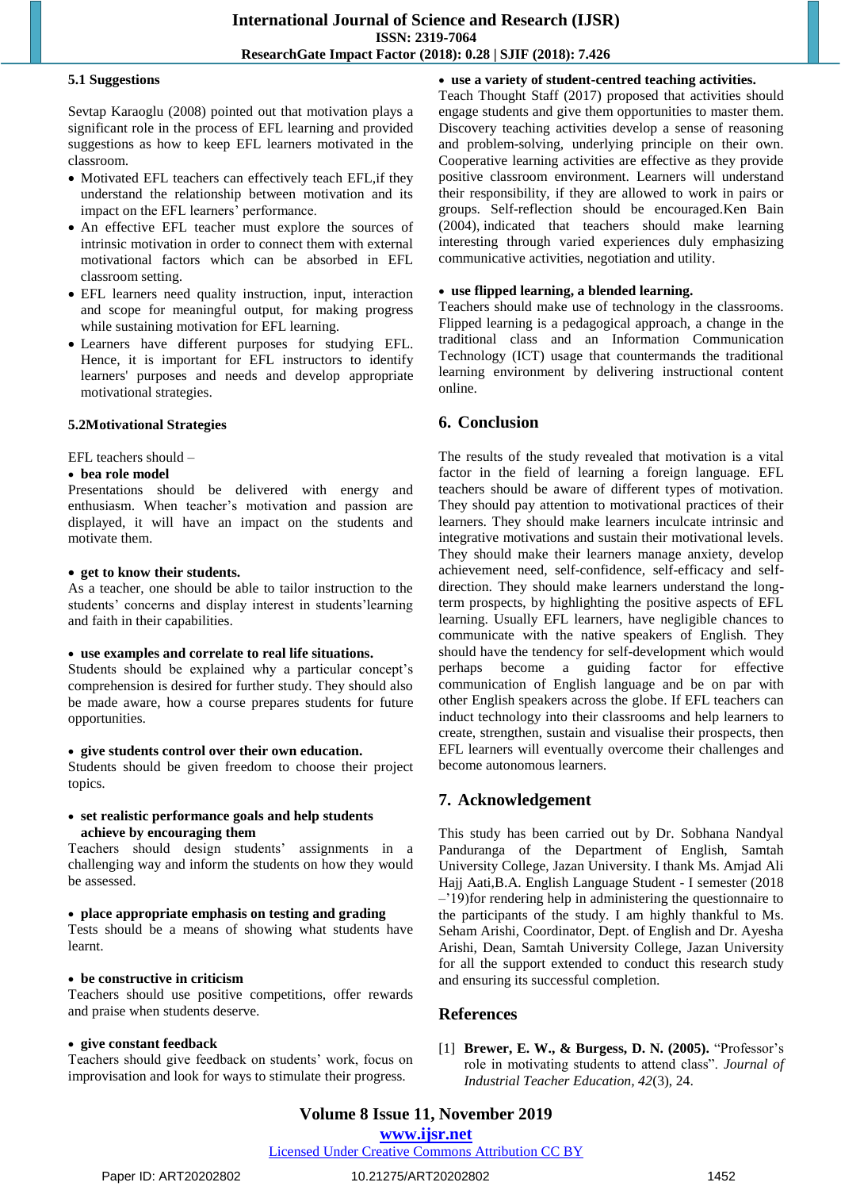### 5.1 Suggestions

Sevtap Karaoglu (2008) pointed out that motivation plays a significant role in the process of EFL learning and provided suggestions as how to keep EFL learners motivated in the classroom.

- Motivated EFL teachers can effectively teach EFL,if they understand the relationship between motivation and its impact on the EFL learners' performance.
- An effective EFL teacher must explore the sources of intrinsic motivation in order to connect them with external motivational factors which can be absorbed in EFL classroom setting.
- EFL learners need quality instruction, input, interaction and scope for meaningful output, for making progress while sustaining motivation for EFL learning.
- Learners have different purposes for studying EFL. Hence, it is important for EFL instructors to identify learners' purposes and needs and develop appropriate motivational strategies.

### 5.2Motivational Strategies

EFL teachers should –

- **bea role model**

Presentations should be delivered with energy and enthusiasm. When teacher's motivation and passion are displayed, it will have an impact on the students and motivate them.

- **get to know their students.**

As a teacher, one should be able to tailor instruction to the students' concerns and display interest in students'learning and faith in their capabilities.

- **use examples and correlate to real life situations.**

Students should be explained why a particular concept's comprehension is desired for further study. They should also be made aware, how a course prepares students for future opportunities.

- **give students control over their own education.**

Students should be given freedom to choose their project topics.

- **set realistic performance goals and help students achieve by encouraging them**

Teachers should design students' assignments in a challenging way and inform the students on how they would be assessed.

- **place appropriate emphasis on testing and grading**

Tests should be a means of showing what students have learnt.

- **be constructive in criticism**

Teachers should use positive competitions, offer rewards and praise when students deserve.

- **give constant feedback**

Teachers should give feedback on students' work, focus on improvisation and look for ways to stimulate their progress.

- **use a variety of student-centred teaching activities.**

Teach Thought Staff (2017) proposed that activities should engage students and give them opportunities to master them. Discovery teaching activities develop a sense of reasoning and problem-solving, underlying principle on their own. Cooperative learning activities are effective as they provide positive classroom environment. Learners will understand their responsibility, if they are allowed to work in pairs or groups. Self-reflection should be encouraged.Ken Bain (2004), indicated that teachers should make learning interesting through varied experiences duly emphasizing communicative activities, negotiation and utility.

- **use flipped learning, a blended learning.**

Teachers should make use of technology in the classrooms. Flipped learning is a pedagogical approach, a change in the traditional class and an Information Communication Technology (ICT) usage that countermands the traditional learning environment by delivering instructional content online.

## 6. Conclusion

The results of the study revealed that motivation is a vital factor in the field of learning a foreign language. EFL teachers should be aware of different types of motivation. They should pay attention to motivational practices of their learners. They should make learners inculcate intrinsic and integrative motivations and sustain their motivational levels. They should make their learners manage anxiety, develop achievement need, self-confidence, self-efficacy and self-direction. They should make learners understand the long-term prospects, by highlighting the positive aspects of EFL learning. Usually EFL learners, have negligible chances to communicate with the native speakers of English. They should have the tendency for self-development which would perhaps become a guiding factor for effective communication of English language and be on par with other English speakers across the globe. If EFL teachers can induct technology into their classrooms and help learners to create, strengthen, sustain and visualise their prospects, then EFL learners will eventually overcome their challenges and become autonomous learners.

## 7. Acknowledgement

This study has been carried out by Dr. Sobhana Nandyal Panduranga of the Department of English, Samtah University College, Jazan University. I thank Ms. Amjad Ali Hajj Aati,B.A. English Language Student - I semester (2018 –'19)for rendering help in administering the questionnaire to the participants of the study. I am highly thankful to Ms. Seham Arishi, Coordinator, Dept. of English and Dr. Ayesha Arishi, Dean, Samtah University College, Jazan University for all the support extended to conduct this research study and ensuring its successful completion.

## References

[1] **Brewer, E. W., & Burgess, D. N. (2005).** "Professor's role in motivating students to attend class". *Journal of Industrial Teacher Education*, *42*(3), 24.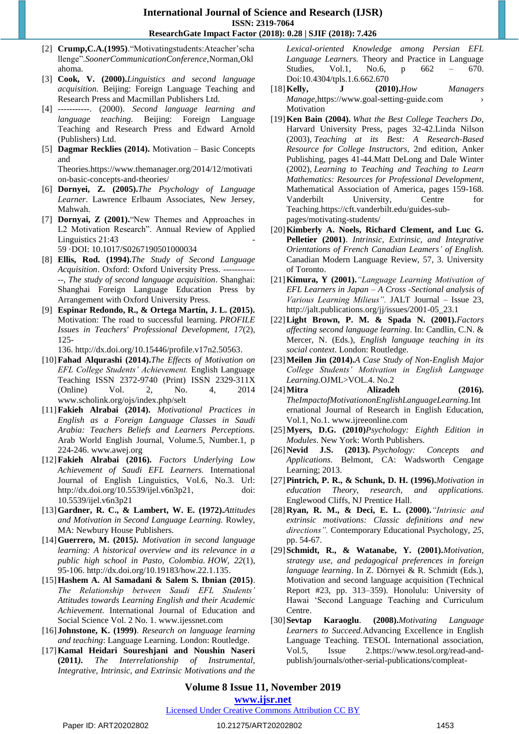[2] **Crump,C.A.(1995)**.“Motivatingstudents:Ateacher’schallenge”.*SoonerCommunicationConference*,Norman,Oklahoma.

[3] **Cook, V. (2000).***Linguistics and second language acquisition*. Beijing: Foreign Language Teaching and Research Press and Macmillan Publishers Ltd.

[4] -----------. (2000). *Second language learning and language teaching.* Beijing: Foreign Language Teaching and Research Press and Edward Arnold (Publishers) Ltd.

[5] **Dagmar Recklies (2014).** Motivation – Basic Concepts and Theories.https://www.themanager.org/2014/12/motivation-basic-concepts-and-theories/

[6] **Dornyei, Z. (2005).***The Psychology of Language Learner*. Lawrence Erlbaum Associates, New Jersey, Mahwah.

[7] **Dornyai, Z (2001).**“New Themes and Approaches in L2 Motivation Research”. Annual Review of Applied Linguistics 21:43 - 59 ·DOI: 10.1017/S0267190501000034

[8] **Ellis, Rod. (1994).***The Study of Second Language Acquisition*. Oxford: Oxford University Press. -------------, *The study of second language acquisition*. Shanghai: Shanghai Foreign Language Education Press by Arrangement with Oxford University Press.

[9] **Espinar Redondo, R., & Ortega Martín, J. L. (2015).** Motivation: The road to successful learning. *PROFILE Issues in Teachers' Professional Development, 17*(2), 125-136. http://dx.doi.org/10.15446/profile.v17n2.50563.

[10] **Fahad Alqurashi (2014).***The Effects of Motivation on EFL College Students’ Achievement.* English Language Teaching ISSN 2372-9740 (Print) ISSN 2329-311X (Online) Vol. 2, No. 4, 2014 www.scholink.org/ojs/index.php/selt

[11] **Fakieh Alrabai (2014).** *Motivational Practices in English as a Foreign Language Classes in Saudi Arabia: Teachers Beliefs and Learners Perceptions.* Arab World English Journal, Volume.5, Number.1, p 224-246. www.awej.org

[12] **Fakieh Alrabai (2016).** *Factors Underlying Low Achievement of Saudi EFL Learners.* International Journal of English Linguistics, Vol.6, No.3. Url: http://dx.doi.org/10.5539/ijel.v6n3p21, doi: 10.5539/ijel.v6n3p21

[13] **Gardner, R. C., & Lambert, W. E. (1972).***Attitudes and Motivation in Second Language Learning.* Rowley, MA: Newbury House Publishers.

[14] **Guerrero, M. (2015*).*** *Motivation in second language learning: A historical overview and its relevance in a public high school in Pasto, Colombia. HOW, 22*(1), 95-106. http://dx.doi.org/10.19183/how.22.1.135.

[15] **Hashem A. Al Samadani & Salem S. Ibnian (2015)**. *The Relationship between Saudi EFL Students’ Attitudes towards Learning English and their Academic Achievement.* International Journal of Education and Social Science Vol. 2 No. 1. www.ijessnet.com

[16] **Johnstone, K. (1999)**. *Research on language learning and teaching*: Language Learning. London: Routledge.

[17] **Kamal Heidari Soureshjani and Noushin Naseri (2011*).*** *The Interrelationship of Instrumental, Integrative, Intrinsic, and Extrinsic Motivations and the Lexical-oriented Knowledge among Persian EFL Language Learners.* Theory and Practice in Language Studies, Vol.1, No.6, p 662 – 670. Doi:10.4304/tpls.1.6.662.670

[18] **Kelly, J (2010).***How Managers Manage*,https://www.goal-setting-guide.com › Motivation

[19] **Ken Bain (2004).** *What the Best College Teachers Do*, Harvard University Press, pages 32-42.Linda Nilson (2003), *Teaching at its Best: A Research-Based Resource for College Instructors*, 2nd edition, Anker Publishing, pages 41-44.Matt DeLong and Dale Winter (2002), *Learning to Teaching and Teaching to Learn Mathematics: Resources for Professional Development*, Mathematical Association of America, pages 159-168. Vanderbilt University, Centre for Teaching.https://cft.vanderbilt.edu/guides-sub-pages/motivating-students/

[20] **Kimberly A. Noels, Richard Clement, and Luc G. Pelletier (2001)**. *Intrinsic, Extrinsic, and Integrative Orientations of French Canadian Learners’ of English.* Canadian Modern Language Review, 57, 3. University of Toronto.

[21] **Kimura, Y (2001).***“Language Learning Motivation of EFL Learners in Japan – A Cross -Sectional analysis of Various Learning Milieus”.* JALT Journal – Issue 23, http://jalt.publications.org/jj/issues/2001-05_23.1

[22] **Light Brown, P. M. & Spada N. (2001).***Factors affecting second language learning*. In: Candlin, C.N. & Mercer, N. (Eds.), *English language teaching in its social context*. London: Routledge.

[23] **Meilen Jin (2014).***A Case Study of Non-English Major College Students’ Motivation in English Language Learning.*OJML>VOL.4. No.2

[24] **Mitra Alizadeh (2016).** *TheImpactofMotivationonEnglishLanguageLearning.*International Journal of Research in English Education, Vol.1, No.1. www.ijreeonline.com

[25] **Myers, D.G. (2010)***Psychology: Eighth Edition in Modules*. New York: Worth Publishers.

[26] **Nevid J.S. (2013).** *Psychology: Concepts and Applications.* Belmont, CA: Wadsworth Cengage Learning; 2013.

[27] **Pintrich, P. R., & Schunk, D. H. (1996).***Motivation in education Theory, research, and applications.* Englewood Cliffs, NJ Prentice Hall.

[28] **Ryan, R. M., & Deci, E. L. (2000).***“Intrinsic and extrinsic motivations: Classic definitions and new directions”.* Contemporary Educational Psychology, *25*, pp. 54-67.

[29] **Schmidt, R., & Watanabe, Y. (2001).***Motivation, strategy use, and pedagogical preferences in foreign language learning*. In Z. Dörnyei & R. Schmidt (Eds.), Motivation and second language acquisition (Technical Report #23, pp. 313–359). Honolulu: University of Hawai ‘Second Language Teaching and Curriculum Centre.

[30] **Sevtap Karaoglu. (2008).***Motivating Language Learners to Succeed.*Advancing Excellence in English Language Teaching. TESOL International association, Vol.5, Issue 2.https://www.tesol.org/read-and-publish/journals/other-serial-publications/compleat-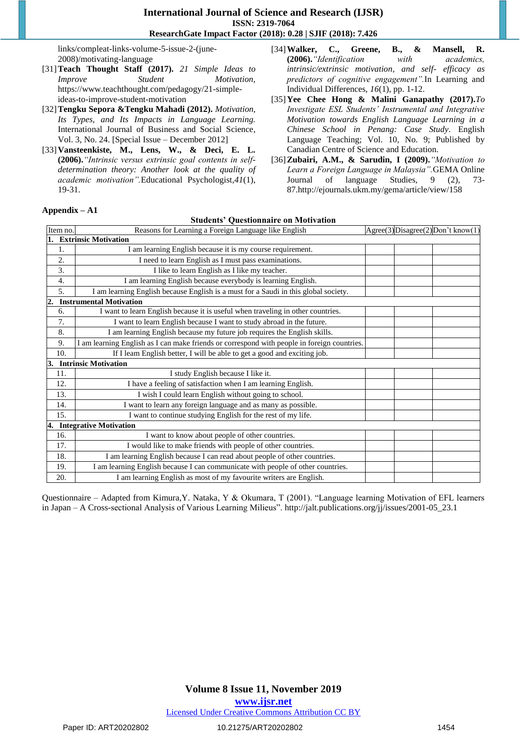links/compleat-links-volume-5-issue-2-(june-2008)/motivating-language

[31] **Teach Thought Staff (2017).** *21 Simple Ideas to Improve Student Motivation*, https://www.teachthought.com/pedagogy/21-simple-ideas-to-improve-student-motivation

[32] **Tengku Sepora &Tengku Mahadi (2012).** *Motivation, Its Types, and Its Impacts in Language Learning.* International Journal of Business and Social Science, Vol. 3, No. 24. [Special Issue – December 2012]

[33] **Vansteenkiste, M., Lens, W., & Deci, E. L. (2006).** *"Intrinsic versus extrinsic goal contents in self-determination theory: Another look at the quality of academic motivation".* Educational Psychologist, *41*(1), 19-31.

[34] **Walker, C., Greene, B., & Mansell, R. (2006).** *"Identification with academics, intrinsic/extrinsic motivation, and self- efficacy as predictors of cognitive engagement".* In Learning and Individual Differences, *16*(1), pp. 1-12.

[35] **Yee Chee Hong & Malini Ganapathy (2017).** *To Investigate ESL Students' Instrumental and Integrative Motivation towards English Language Learning in a Chinese School in Penang: Case Study.* English Language Teaching; Vol. 10, No. 9; Published by Canadian Centre of Science and Education.

[36] **Zubairi, A.M., & Sarudin, I (2009).** *"Motivation to Learn a Foreign Language in Malaysia".* GEMA Online Journal of language Studies, 9 (2), 73-87.http://ejournals.ukm.my/gema/article/view/158

**Appendix – A1**

**Students' Questionnaire on Motivation**

| Item no. | Reasons for Learning a Foreign Language like English | Agree(3) | Disagree(2) | Don't know(1) |
|---|---|---|---|---|
| **1. Extrinsic Motivation** | | | | |
| 1. | I am learning English because it is my course requirement. | | | |
| 2. | I need to learn English as I must pass examinations. | | | |
| 3. | I like to learn English as I like my teacher. | | | |
| 4. | I am learning English because everybody is learning English. | | | |
| 5. | I am learning English because English is a must for a Saudi in this global society. | | | |
| **2. Instrumental Motivation** | | | | |
| 6. | I want to learn English because it is useful when traveling in other countries. | | | |
| 7. | I want to learn English because I want to study abroad in the future. | | | |
| 8. | I am learning English because my future job requires the English skills. | | | |
| 9. | I am learning English as I can make friends or correspond with people in foreign countries. | | | |
| 10. | If I leam English better, I will be able to get a good and exciting job. | | | |
| **3. Intrinsic Motivation** | | | | |
| 11. | I study English because I like it. | | | |
| 12. | I have a feeling of satisfaction when I am learning English. | | | |
| 13. | I wish I could learn English without going to school. | | | |
| 14. | I want to learn any foreign language and as many as possible. | | | |
| 15. | I want to continue studying English for the rest of my life. | | | |
| **4. Integrative Motivation** | | | | |
| 16. | I want to know about people of other countries. | | | |
| 17. | I would like to make friends with people of other countries. | | | |
| 18. | I am learning English because I can read about people of other countries. | | | |
| 19. | I am learning English because I can communicate with people of other countries. | | | |
| 20. | I am learning English as most of my favourite writers are English. | | | |

Questionnaire – Adapted from Kimura,Y. Nataka, Y & Okumara, T (2001). "Language learning Motivation of EFL learners in Japan – A Cross-sectional Analysis of Various Learning Milieus". http://jalt.publications.org/jj/issues/2001-05_23.1